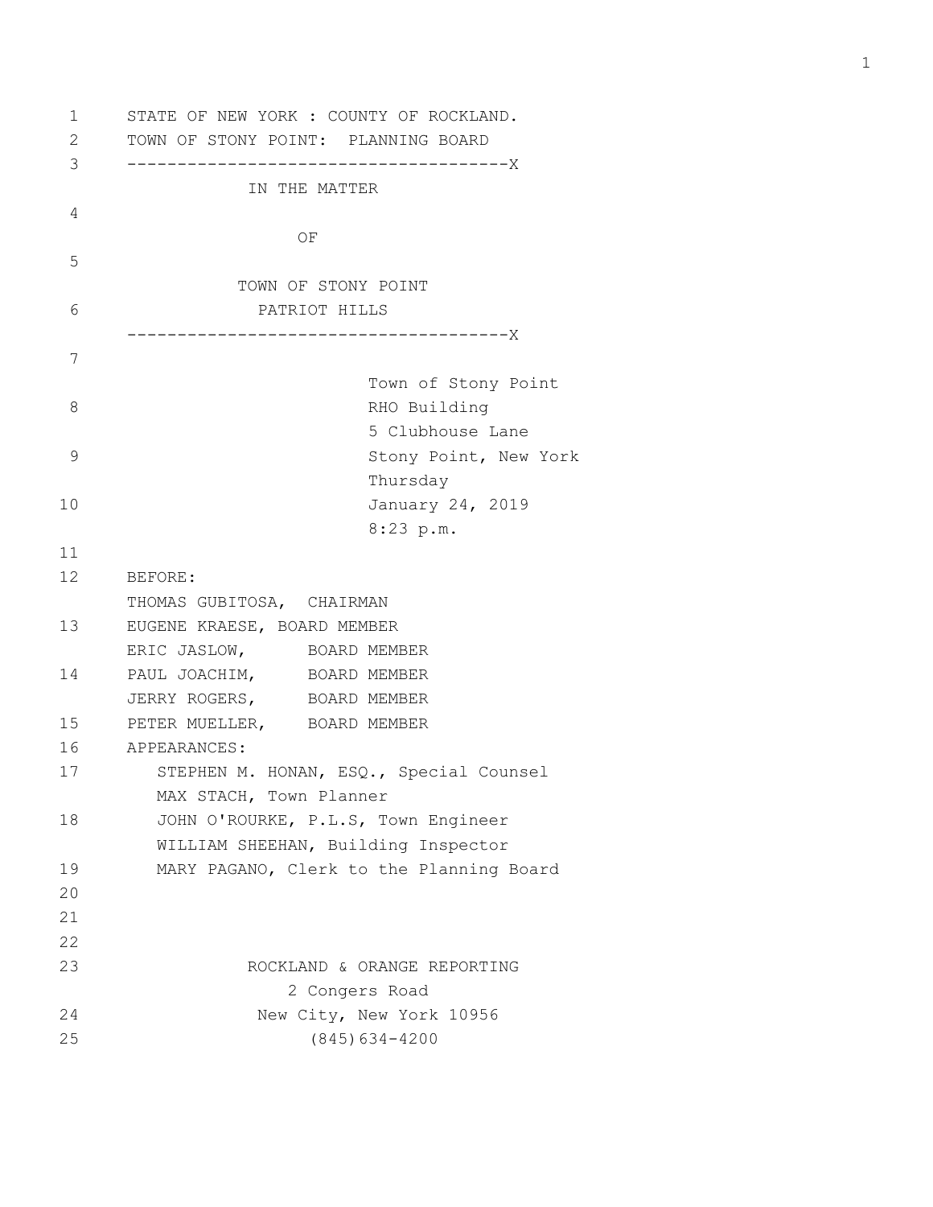STATE OF NEW YORK : COUNTY OF ROCKLAND.
TOWN OF STONY POINT: PLANNING BOARD

---

IN THE MATTER

OF

TOWN OF STONY POINT
PATRIOT HILLS

---

Town of Stony Point
RHO Building
5 Clubhouse Lane
Stony Point, New York
Thursday
January 24, 2019
8:23 p.m.

BEFORE:

THOMAS GUBITOSA, CHAIRMAN
EUGENE KRAESE, BOARD MEMBER
ERIC JASLOW, BOARD MEMBER
PAUL JOACHIM, BOARD MEMBER
JERRY ROGERS, BOARD MEMBER
PETER MUELLER, BOARD MEMBER

APPEARANCES:

STEPHEN M. HONAN, ESQ., Special Counsel
MAX STACH, Town Planner
JOHN O'ROURKE, P.L.S, Town Engineer
WILLIAM SHEEHAN, Building Inspector
MARY PAGANO, Clerk to the Planning Board

ROCKLAND & ORANGE REPORTING
2 Congers Road
New City, New York 10956
(845)634-4200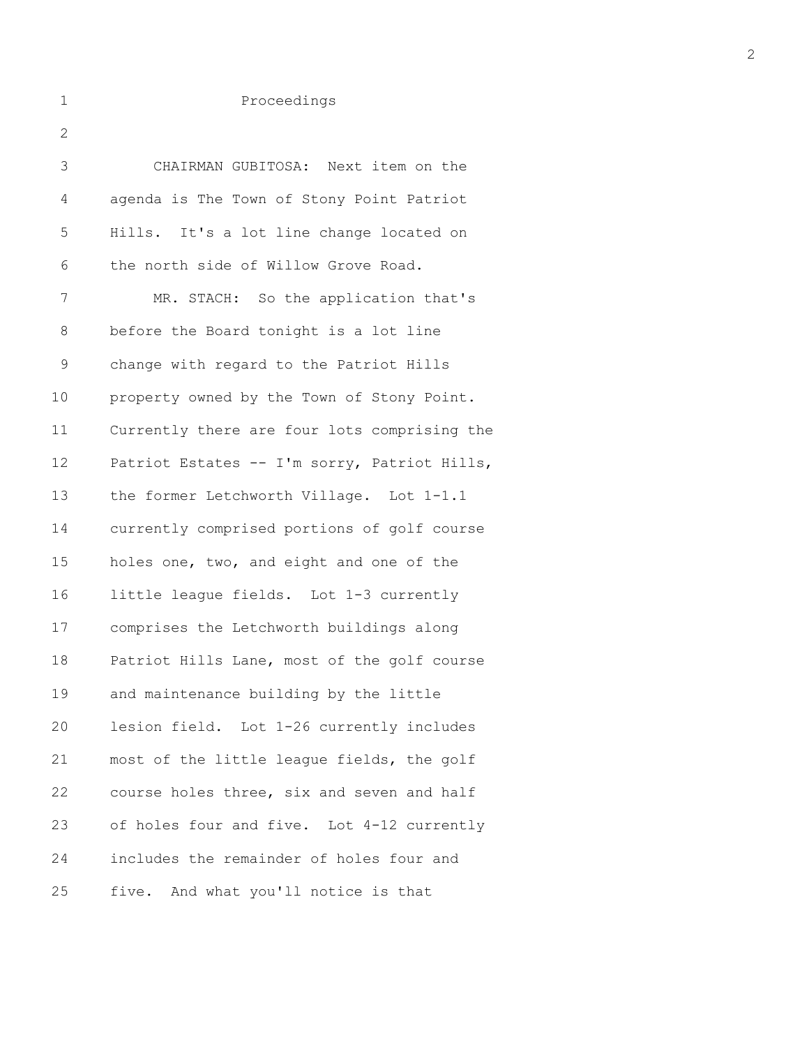Proceedings

CHAIRMAN GUBITOSA: Next item on the agenda is The Town of Stony Point Patriot Hills. It's a lot line change located on the north side of Willow Grove Road.

MR. STACH: So the application that's before the Board tonight is a lot line change with regard to the Patriot Hills property owned by the Town of Stony Point. Currently there are four lots comprising the Patriot Estates -- I'm sorry, Patriot Hills, the former Letchworth Village. Lot 1-1.1 currently comprised portions of golf course holes one, two, and eight and one of the little league fields. Lot 1-3 currently comprises the Letchworth buildings along Patriot Hills Lane, most of the golf course and maintenance building by the little lesion field. Lot 1-26 currently includes most of the little league fields, the golf course holes three, six and seven and half of holes four and five. Lot 4-12 currently includes the remainder of holes four and five. And what you'll notice is that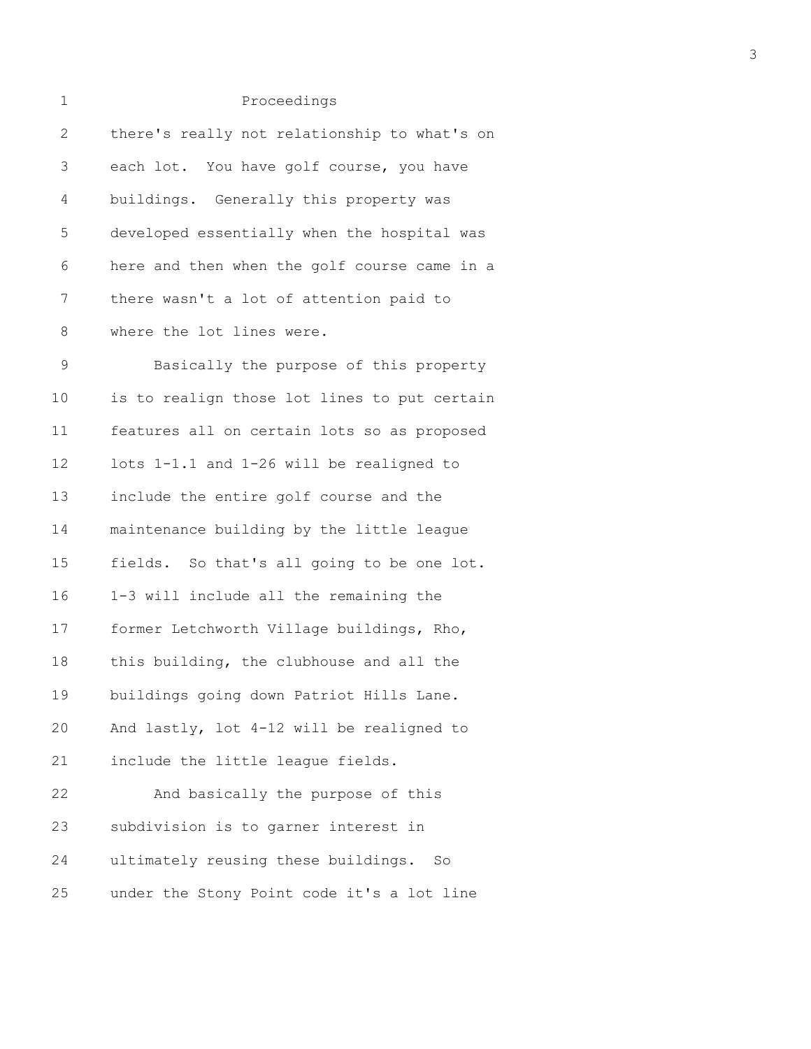Proceedings

there's really not relationship to what's on each lot. You have golf course, you have buildings. Generally this property was developed essentially when the hospital was here and then when the golf course came in a there wasn't a lot of attention paid to where the lot lines were.

Basically the purpose of this property is to realign those lot lines to put certain features all on certain lots so as proposed lots 1-1.1 and 1-26 will be realigned to include the entire golf course and the maintenance building by the little league fields. So that's all going to be one lot. 1-3 will include all the remaining the former Letchworth Village buildings, Rho, this building, the clubhouse and all the buildings going down Patriot Hills Lane. And lastly, lot 4-12 will be realigned to include the little league fields.

And basically the purpose of this subdivision is to garner interest in ultimately reusing these buildings. So under the Stony Point code it's a lot line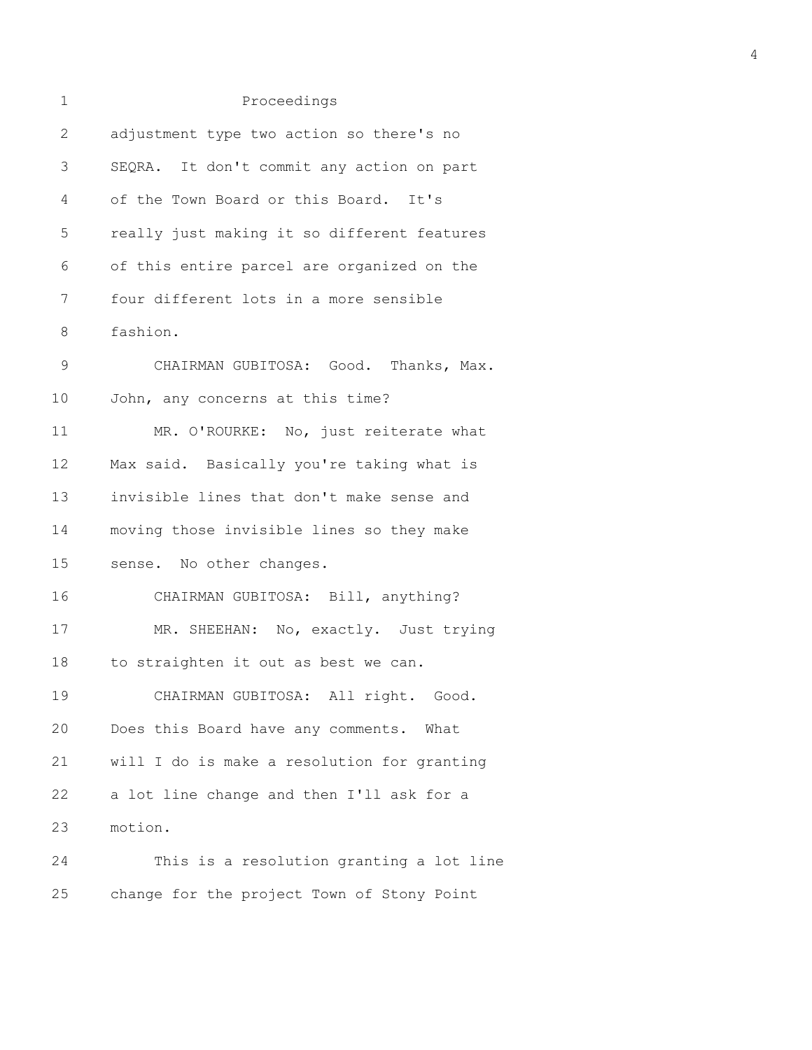Proceedings

adjustment type two action so there's no SEQRA. It don't commit any action on part of the Town Board or this Board. It's really just making it so different features of this entire parcel are organized on the four different lots in a more sensible fashion.

CHAIRMAN GUBITOSA: Good. Thanks, Max. John, any concerns at this time?

MR. O'ROURKE: No, just reiterate what Max said. Basically you're taking what is invisible lines that don't make sense and moving those invisible lines so they make sense. No other changes.

CHAIRMAN GUBITOSA: Bill, anything?

MR. SHEEHAN: No, exactly. Just trying to straighten it out as best we can.

CHAIRMAN GUBITOSA: All right. Good. Does this Board have any comments. What will I do is make a resolution for granting a lot line change and then I'll ask for a motion.

This is a resolution granting a lot line change for the project Town of Stony Point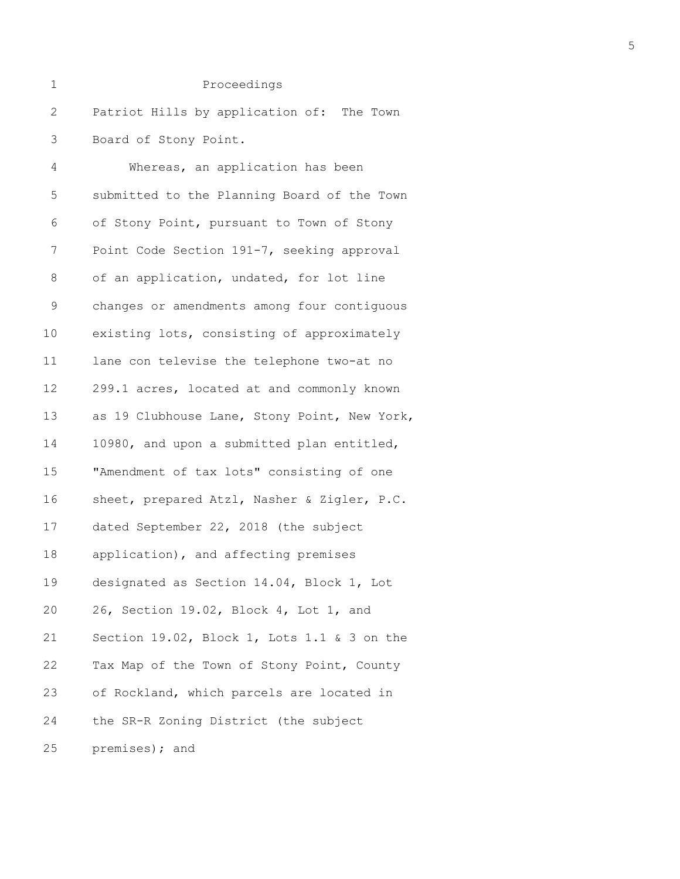Proceedings

Patriot Hills by application of: The Town Board of Stony Point.

Whereas, an application has been submitted to the Planning Board of the Town of Stony Point, pursuant to Town of Stony Point Code Section 191-7, seeking approval of an application, undated, for lot line changes or amendments among four contiguous existing lots, consisting of approximately lane con televise the telephone two-at no 299.1 acres, located at and commonly known as 19 Clubhouse Lane, Stony Point, New York, 10980, and upon a submitted plan entitled, "Amendment of tax lots" consisting of one sheet, prepared Atzl, Nasher & Zigler, P.C. dated September 22, 2018 (the subject application), and affecting premises designated as Section 14.04, Block 1, Lot 26, Section 19.02, Block 4, Lot 1, and Section 19.02, Block 1, Lots 1.1 & 3 on the Tax Map of the Town of Stony Point, County of Rockland, which parcels are located in the SR-R Zoning District (the subject premises); and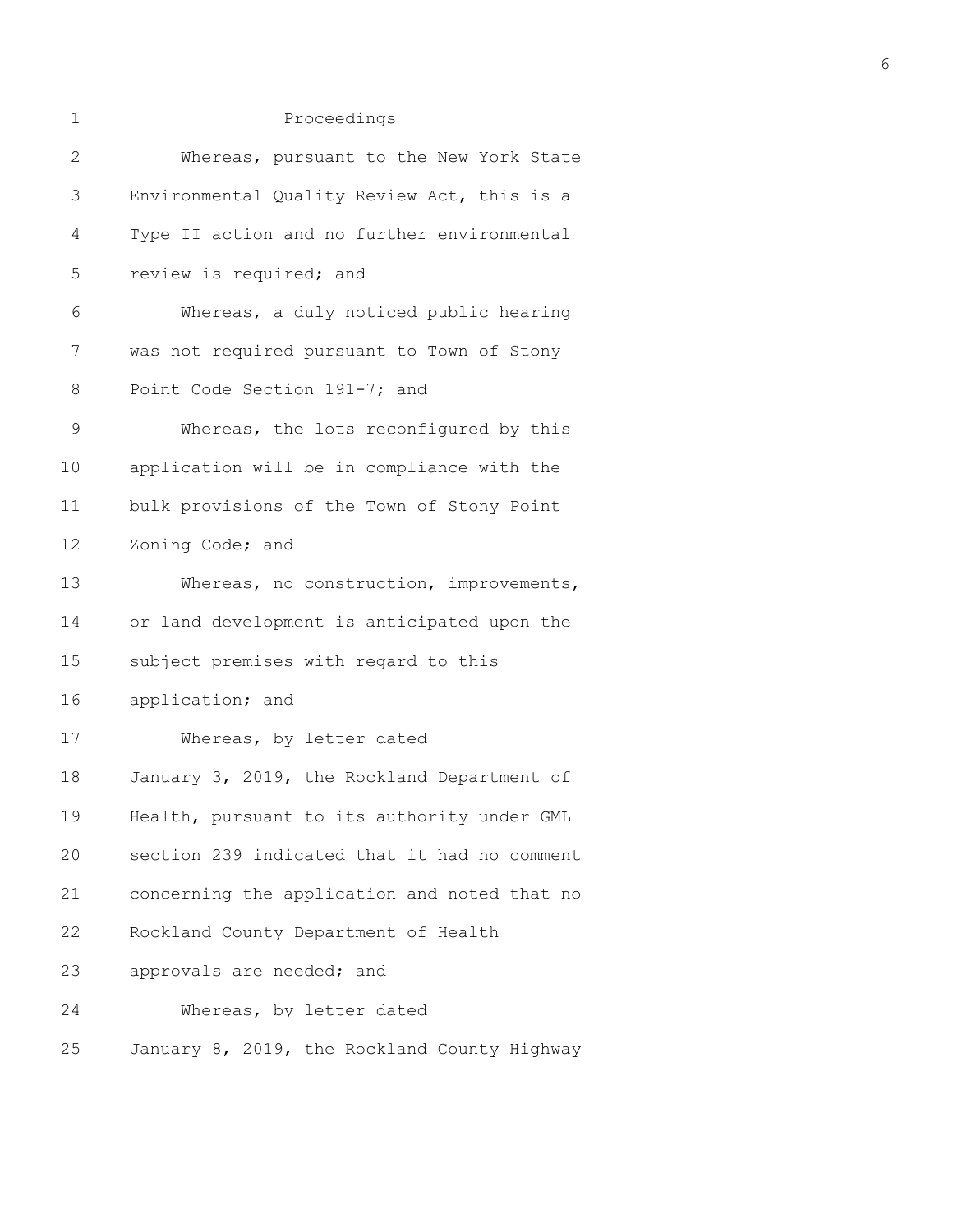Proceedings

Whereas, pursuant to the New York State Environmental Quality Review Act, this is a Type II action and no further environmental review is required; and

Whereas, a duly noticed public hearing was not required pursuant to Town of Stony Point Code Section 191-7; and

Whereas, the lots reconfigured by this application will be in compliance with the bulk provisions of the Town of Stony Point Zoning Code; and

Whereas, no construction, improvements, or land development is anticipated upon the subject premises with regard to this application; and

Whereas, by letter dated January 3, 2019, the Rockland Department of Health, pursuant to its authority under GML section 239 indicated that it had no comment concerning the application and noted that no Rockland County Department of Health approvals are needed; and

Whereas, by letter dated January 8, 2019, the Rockland County Highway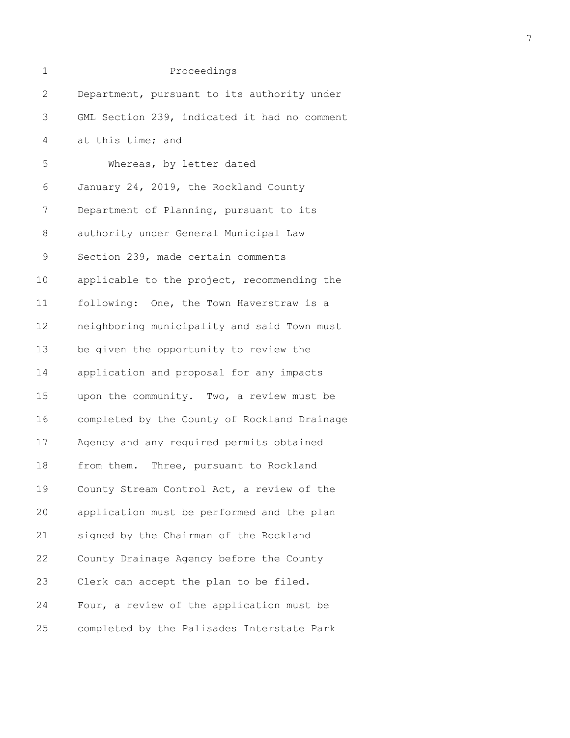Proceedings

Department, pursuant to its authority under GML Section 239, indicated it had no comment at this time; and

Whereas, by letter dated January 24, 2019, the Rockland County Department of Planning, pursuant to its authority under General Municipal Law Section 239, made certain comments applicable to the project, recommending the following: One, the Town Haverstraw is a neighboring municipality and said Town must be given the opportunity to review the application and proposal for any impacts upon the community. Two, a review must be completed by the County of Rockland Drainage Agency and any required permits obtained from them. Three, pursuant to Rockland County Stream Control Act, a review of the application must be performed and the plan signed by the Chairman of the Rockland County Drainage Agency before the County Clerk can accept the plan to be filed. Four, a review of the application must be completed by the Palisades Interstate Park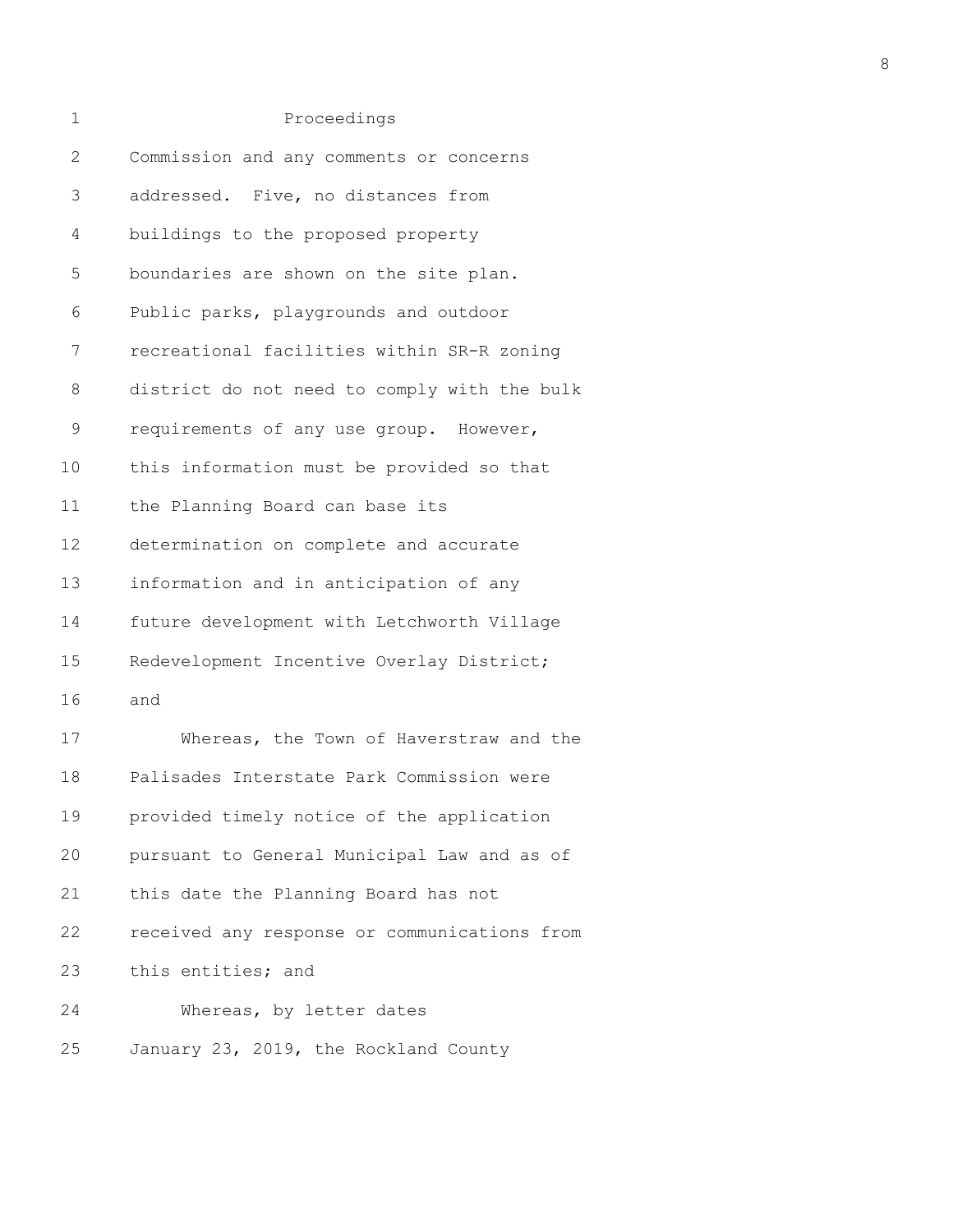Proceedings

Commission and any comments or concerns addressed. Five, no distances from buildings to the proposed property boundaries are shown on the site plan. Public parks, playgrounds and outdoor recreational facilities within SR-R zoning district do not need to comply with the bulk requirements of any use group. However, this information must be provided so that the Planning Board can base its determination on complete and accurate information and in anticipation of any future development with Letchworth Village Redevelopment Incentive Overlay District; and

Whereas, the Town of Haverstraw and the Palisades Interstate Park Commission were provided timely notice of the application pursuant to General Municipal Law and as of this date the Planning Board has not received any response or communications from this entities; and

Whereas, by letter dates January 23, 2019, the Rockland County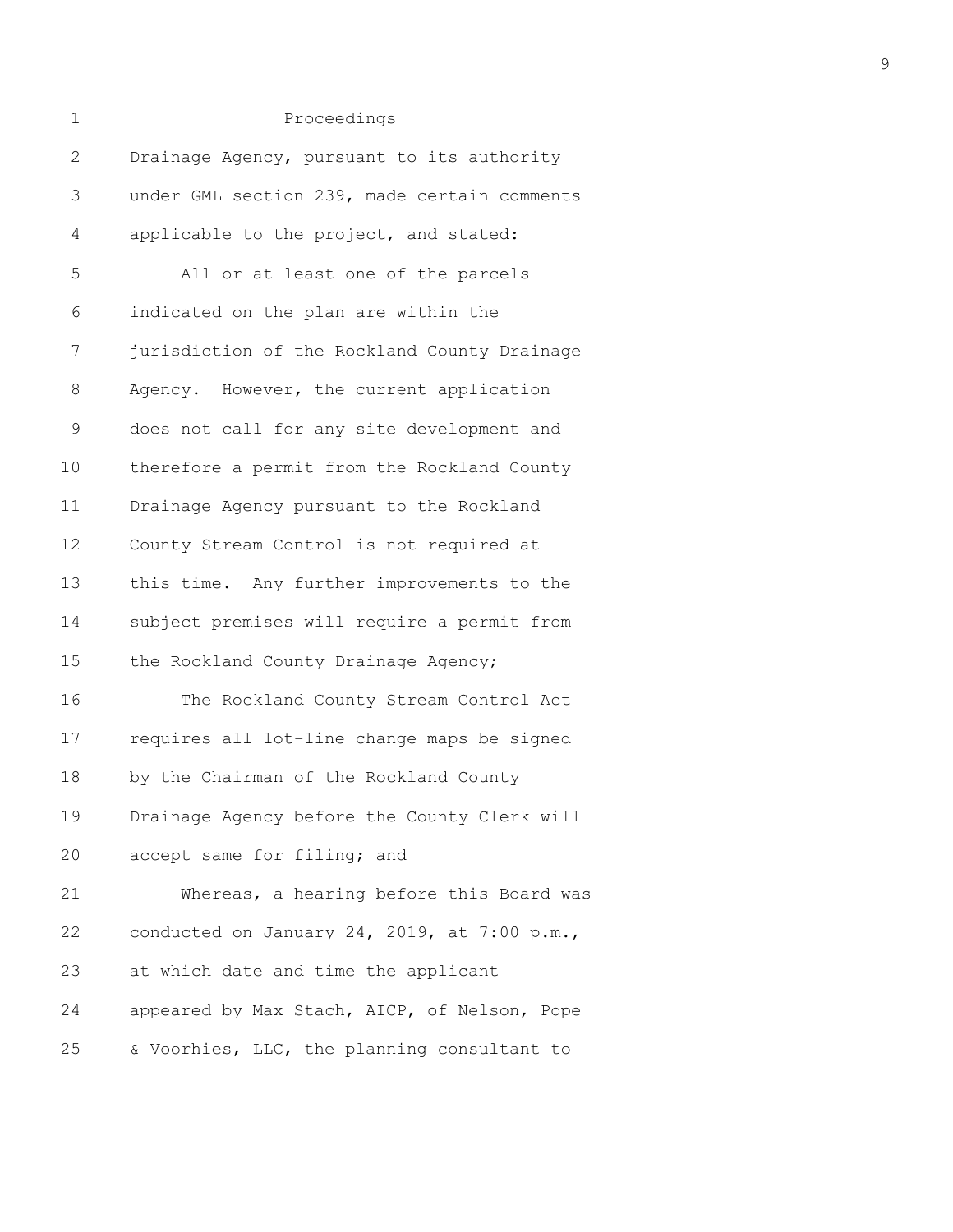Proceedings

Drainage Agency, pursuant to its authority under GML section 239, made certain comments applicable to the project, and stated:

All or at least one of the parcels indicated on the plan are within the jurisdiction of the Rockland County Drainage Agency. However, the current application does not call for any site development and therefore a permit from the Rockland County Drainage Agency pursuant to the Rockland County Stream Control is not required at this time. Any further improvements to the subject premises will require a permit from the Rockland County Drainage Agency;

The Rockland County Stream Control Act requires all lot-line change maps be signed by the Chairman of the Rockland County Drainage Agency before the County Clerk will accept same for filing; and

Whereas, a hearing before this Board was conducted on January 24, 2019, at 7:00 p.m., at which date and time the applicant appeared by Max Stach, AICP, of Nelson, Pope & Voorhies, LLC, the planning consultant to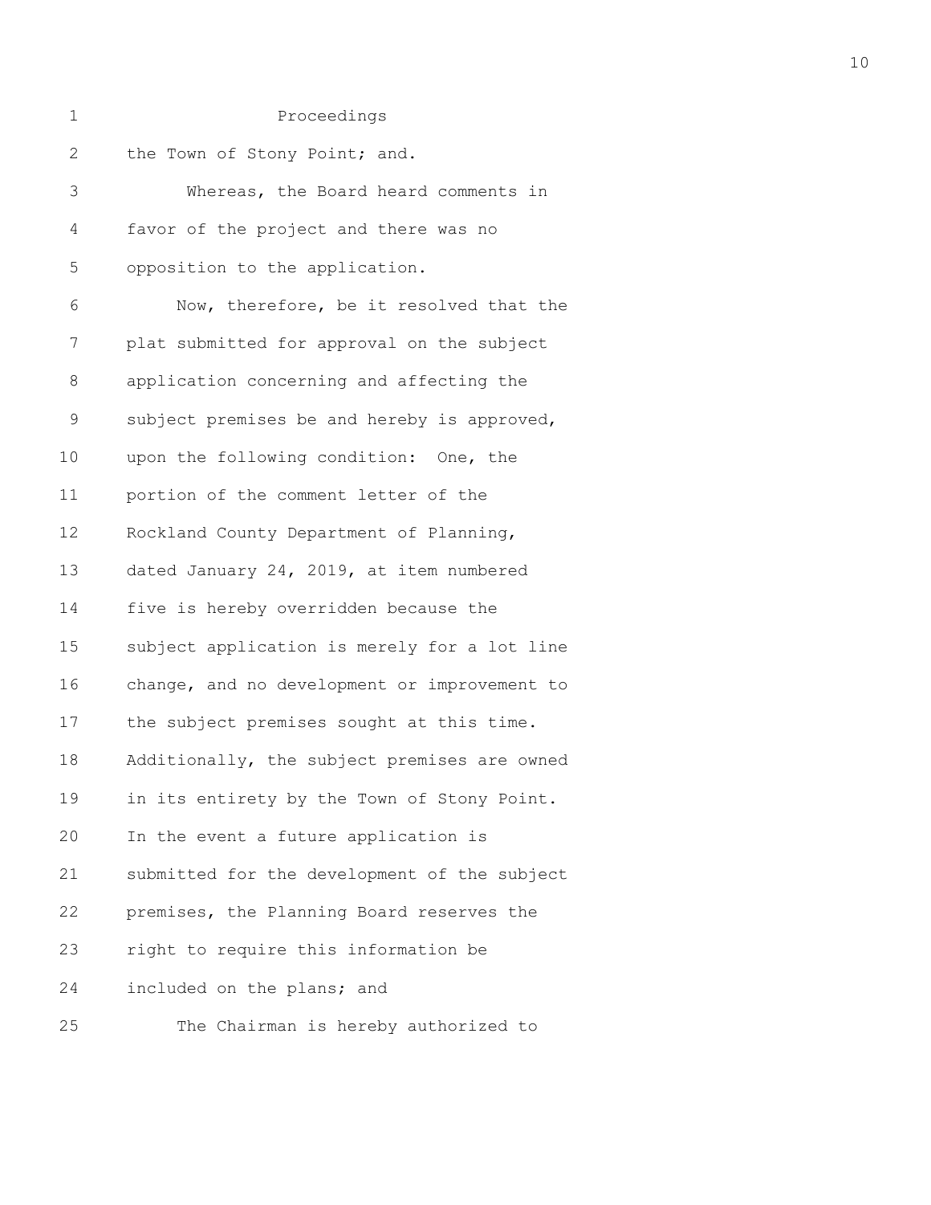Proceedings

the Town of Stony Point; and.

Whereas, the Board heard comments in favor of the project and there was no opposition to the application.

Now, therefore, be it resolved that the plat submitted for approval on the subject application concerning and affecting the subject premises be and hereby is approved, upon the following condition: One, the portion of the comment letter of the Rockland County Department of Planning, dated January 24, 2019, at item numbered five is hereby overridden because the subject application is merely for a lot line change, and no development or improvement to the subject premises sought at this time. Additionally, the subject premises are owned in its entirety by the Town of Stony Point. In the event a future application is submitted for the development of the subject premises, the Planning Board reserves the right to require this information be included on the plans; and

The Chairman is hereby authorized to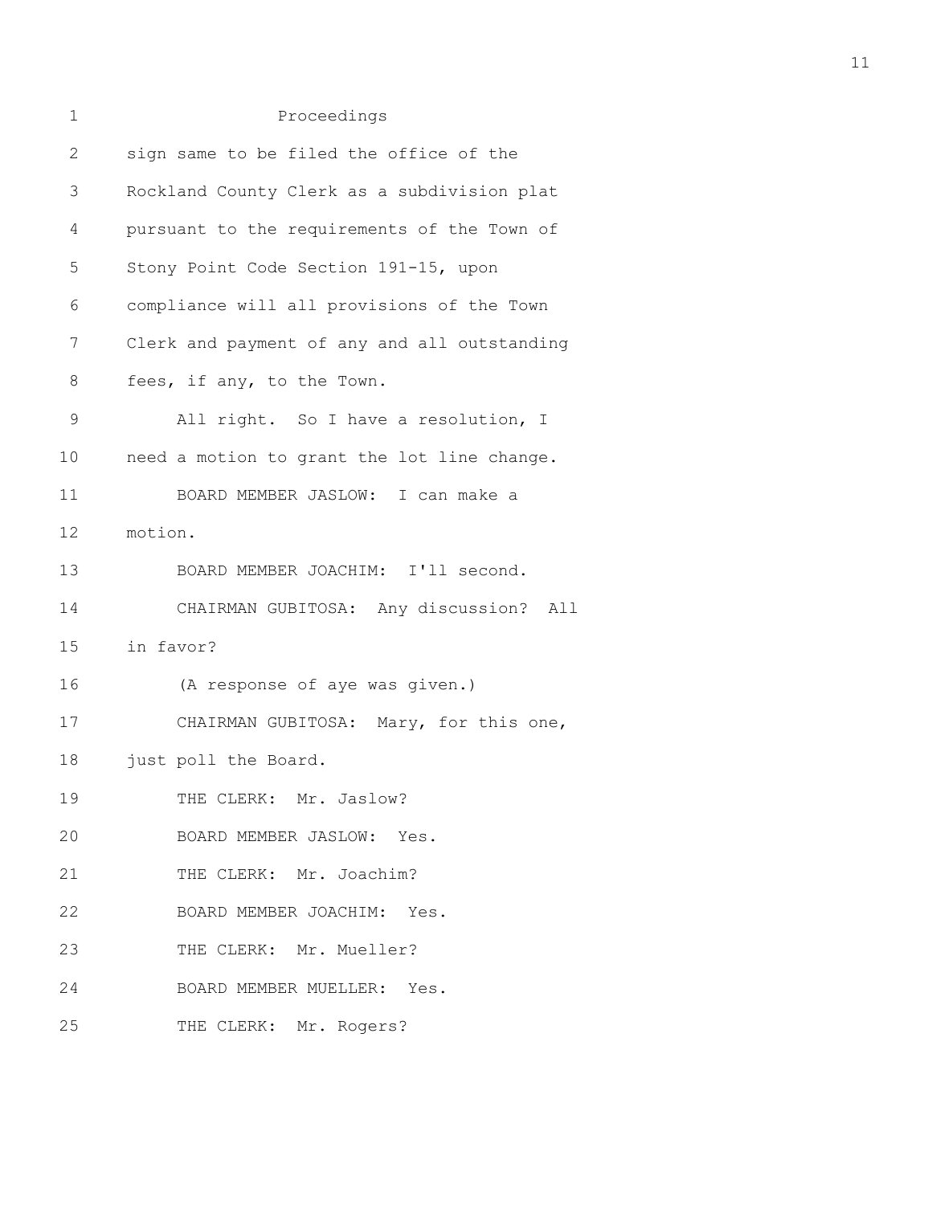Proceedings

sign same to be filed the office of the Rockland County Clerk as a subdivision plat pursuant to the requirements of the Town of Stony Point Code Section 191-15, upon compliance will all provisions of the Town Clerk and payment of any and all outstanding fees, if any, to the Town.

All right. So I have a resolution, I need a motion to grant the lot line change.

BOARD MEMBER JASLOW: I can make a motion.

BOARD MEMBER JOACHIM: I'll second.

CHAIRMAN GUBITOSA: Any discussion? All in favor?

(A response of aye was given.)

CHAIRMAN GUBITOSA: Mary, for this one, just poll the Board.

THE CLERK: Mr. Jaslow?

BOARD MEMBER JASLOW: Yes.

THE CLERK: Mr. Joachim?

BOARD MEMBER JOACHIM: Yes.

THE CLERK: Mr. Mueller?

BOARD MEMBER MUELLER: Yes.

THE CLERK: Mr. Rogers?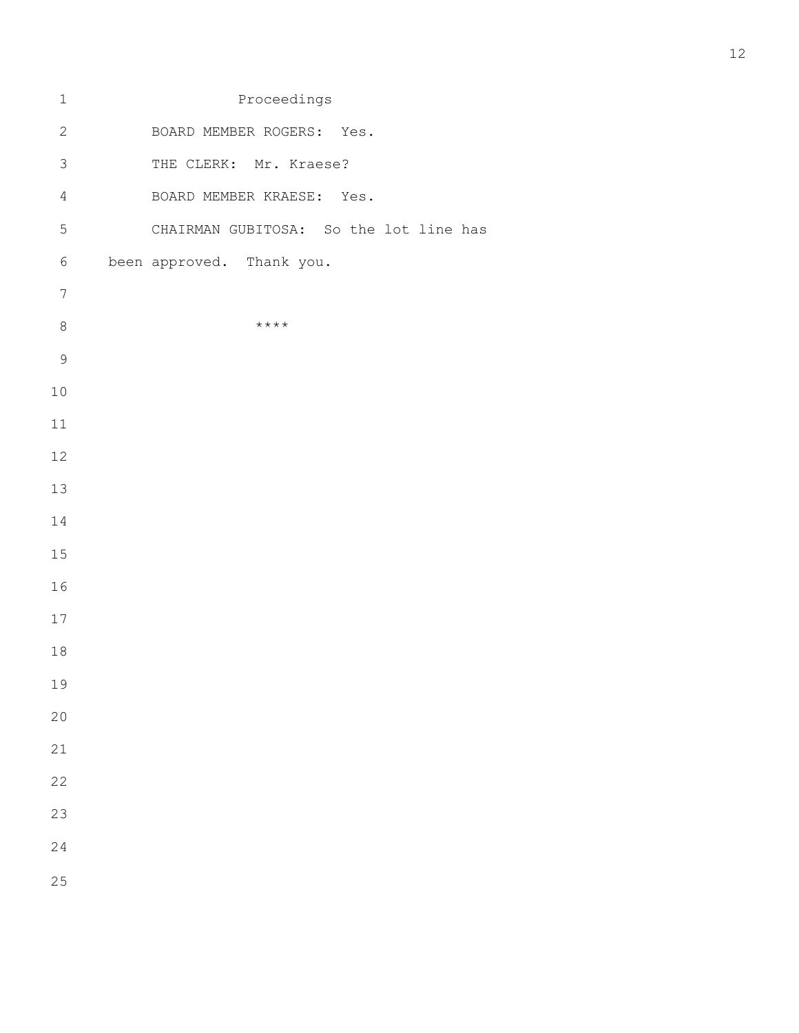Proceedings

BOARD MEMBER ROGERS: Yes.

THE CLERK: Mr. Kraese?

BOARD MEMBER KRAESE: Yes.

CHAIRMAN GUBITOSA: So the lot line has been approved. Thank you.

****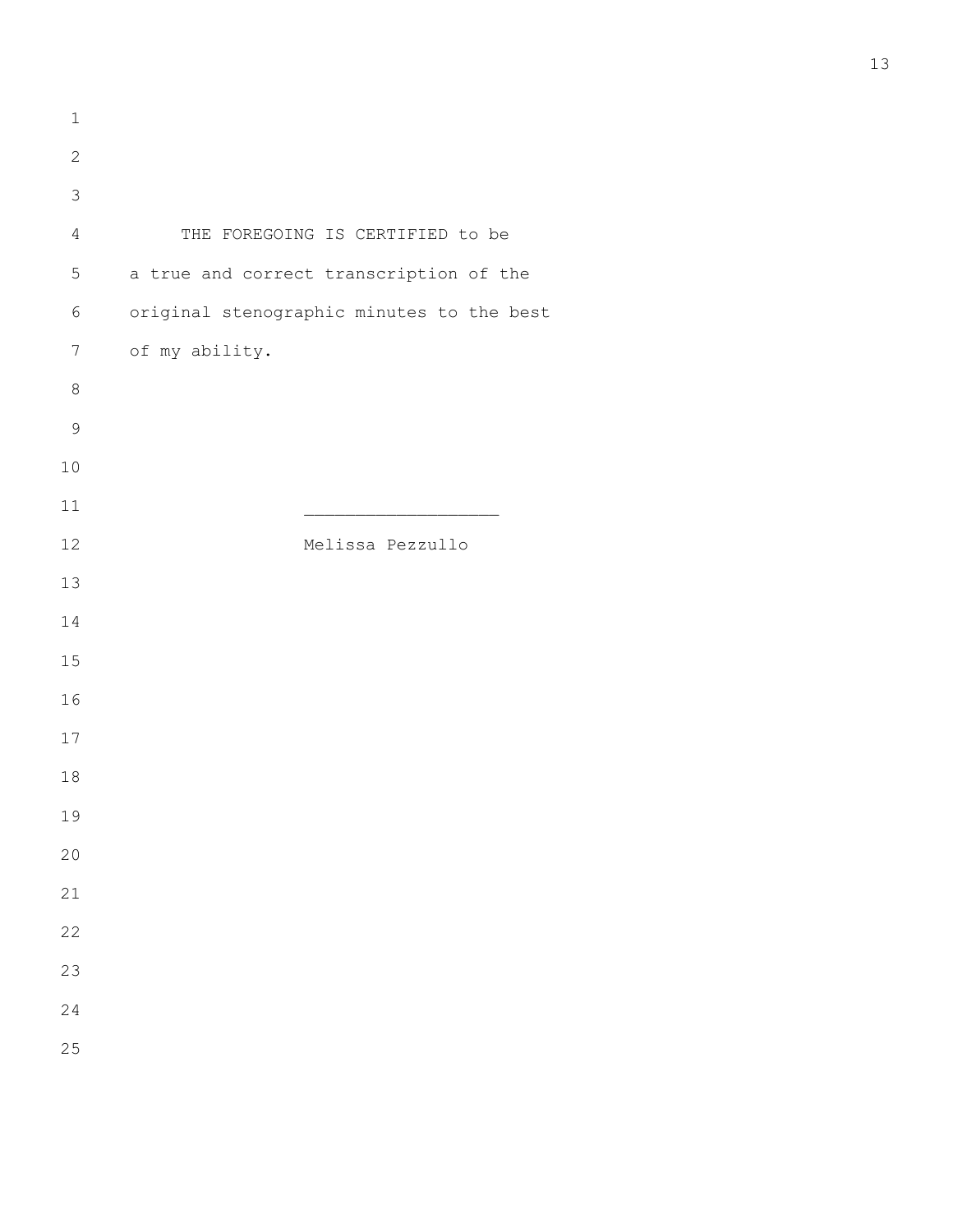THE FOREGOING IS CERTIFIED to be a true and correct transcription of the original stenographic minutes to the best of my ability.

\_\_\_\_\_\_\_\_\_\_\_\_\_\_\_\_\_\_\_

Melissa Pezzullo